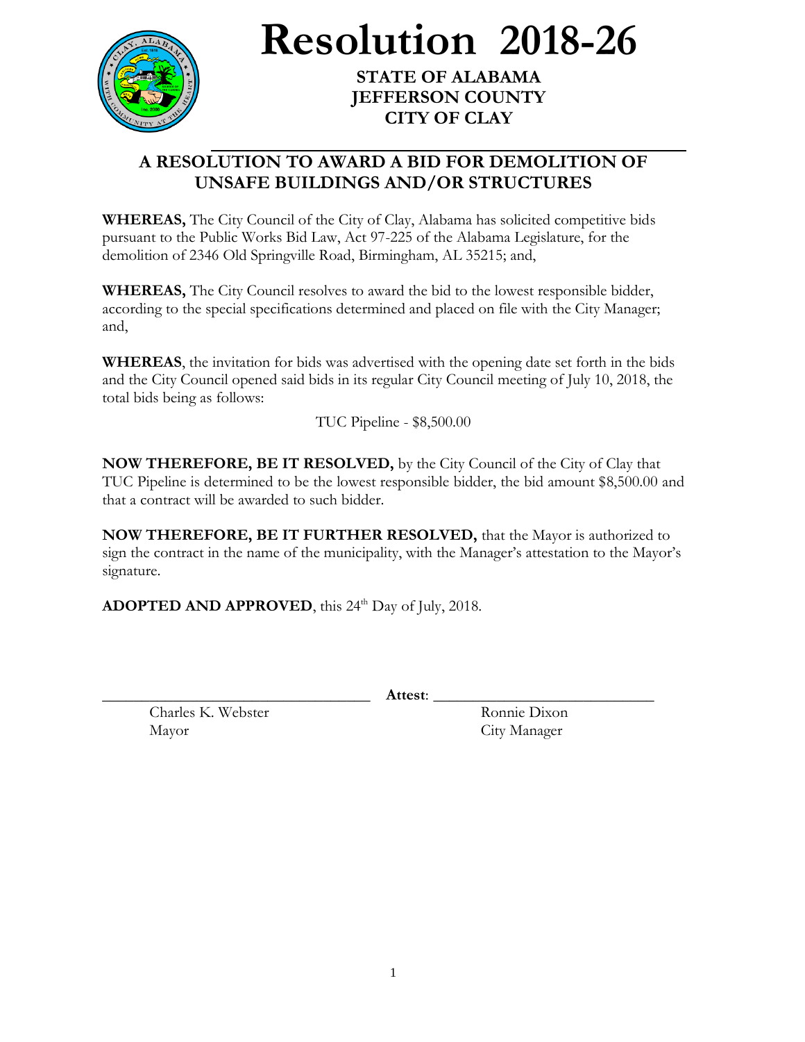# Resolution 2018-26

**STATE OF ALABAMA**
**JEFFERSON COUNTY**
**CITY OF CLAY**

## A RESOLUTION TO AWARD A BID FOR DEMOLITION OF UNSAFE BUILDINGS AND/OR STRUCTURES

**WHEREAS,** The City Council of the City of Clay, Alabama has solicited competitive bids pursuant to the Public Works Bid Law, Act 97-225 of the Alabama Legislature, for the demolition of 2346 Old Springville Road, Birmingham, AL 35215; and,

**WHEREAS,** The City Council resolves to award the bid to the lowest responsible bidder, according to the special specifications determined and placed on file with the City Manager; and,

**WHEREAS**, the invitation for bids was advertised with the opening date set forth in the bids and the City Council opened said bids in its regular City Council meeting of July 10, 2018, the total bids being as follows:

TUC Pipeline - $8,500.00

**NOW THEREFORE, BE IT RESOLVED,** by the City Council of the City of Clay that TUC Pipeline is determined to be the lowest responsible bidder, the bid amount $8,500.00 and that a contract will be awarded to such bidder.

**NOW THEREFORE, BE IT FURTHER RESOLVED,** that the Mayor is authorized to sign the contract in the name of the municipality, with the Manager's attestation to the Mayor's signature.

**ADOPTED AND APPROVED**, this 24th Day of July, 2018.

\_\_\_\_\_\_\_\_\_\_\_\_\_\_\_\_\_\_\_\_\_\_\_\_\_\_\_\_\_\_ **Attest**: \_\_\_\_\_\_\_\_\_\_\_\_\_\_\_\_\_\_\_\_\_\_\_\_\_\_\_\_\_\_

Charles K. Webster, Mayor

Ronnie Dixon, City Manager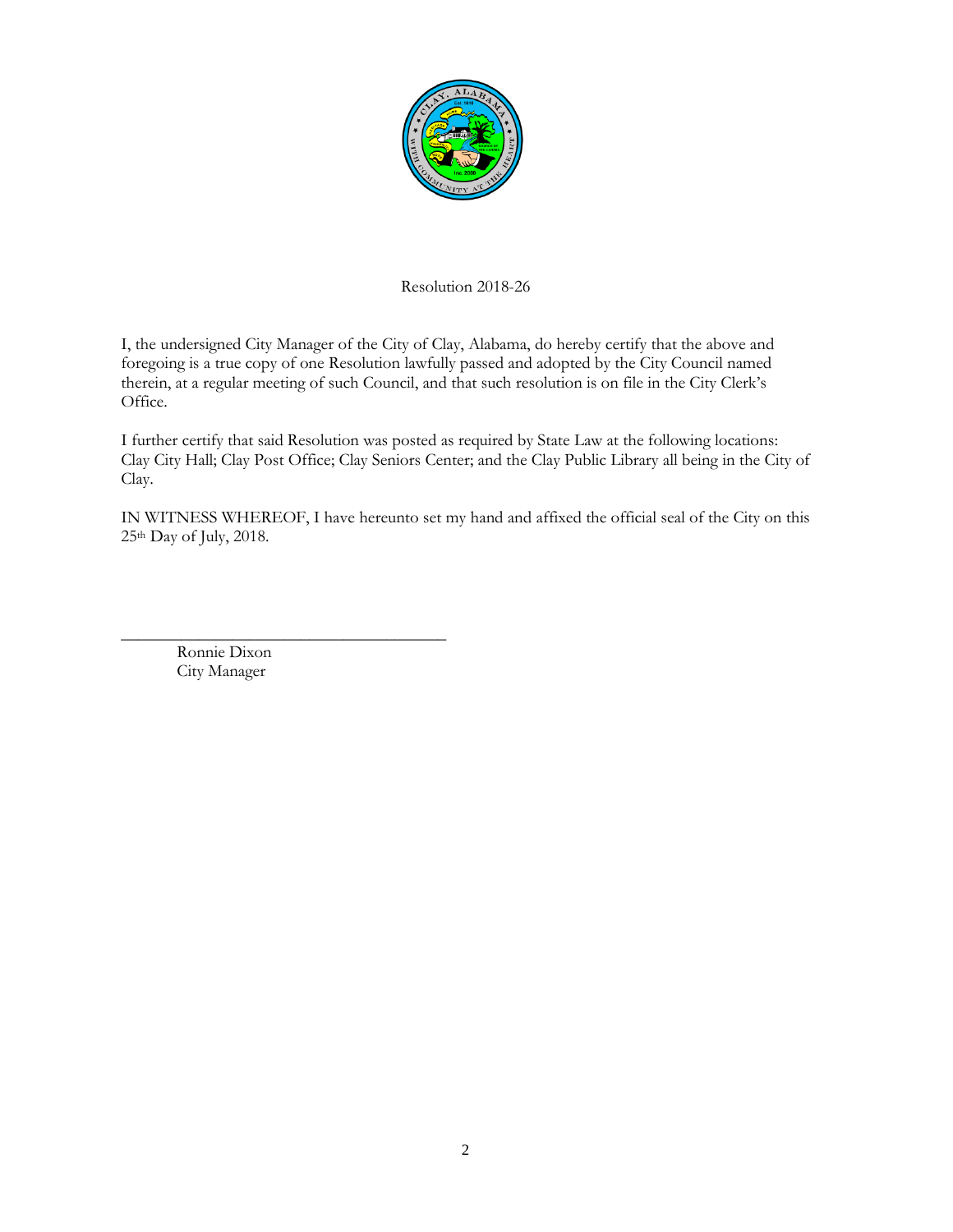Resolution 2018-26

I, the undersigned City Manager of the City of Clay, Alabama, do hereby certify that the above and foregoing is a true copy of one Resolution lawfully passed and adopted by the City Council named therein, at a regular meeting of such Council, and that such resolution is on file in the City Clerk's Office.

I further certify that said Resolution was posted as required by State Law at the following locations: Clay City Hall; Clay Post Office; Clay Seniors Center; and the Clay Public Library all being in the City of Clay.

IN WITNESS WHEREOF, I have hereunto set my hand and affixed the official seal of the City on this 25th Day of July, 2018.

\_\_\_\_\_\_\_\_\_\_\_\_\_\_\_\_\_\_\_\_\_\_\_\_\_\_\_\_\_\_\_\_\_\_\_\_\_\_\_\_

Ronnie Dixon
City Manager